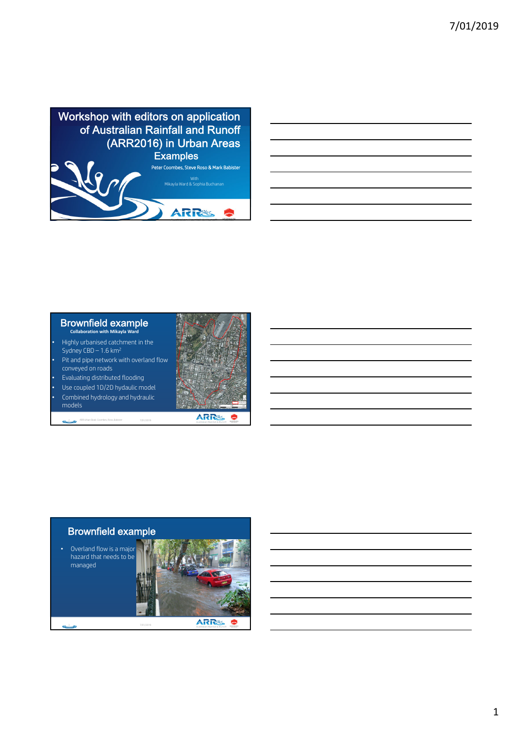# Workshop with editors on application of Australian Rainfall and Runoff (ARR2016) in Urban Areas

## Examples

Peter Coombes, Steve Roso & Mark Babister

With
Mikayla Ward & Sophia Buchanan

## Brownfield example

**Collaboration with Mikayla Ward**

- Highly urbanised catchment in the Sydney CBD – 1.6 km$^2$
- Pit and pipe network with overland flow conveyed on roads
- Evaluating distributed flooding
- Use coupled 1D/2D hydaulic model
- Combined hydrology and hydraulic models

## Brownfield example

- Overland flow is a major hazard that needs to be managed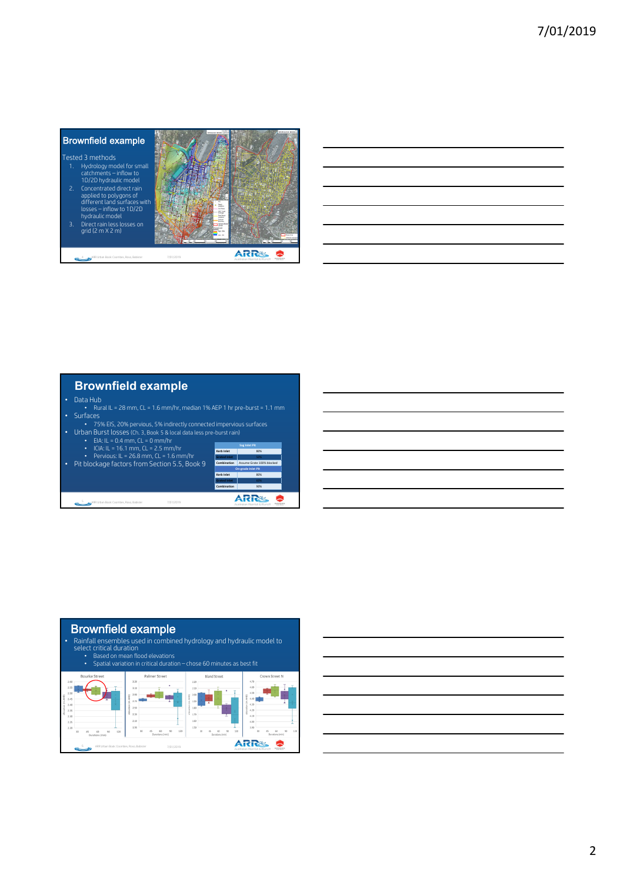## Brownfield example

Tested 3 methods

1. Hydrology model for small catchments – inflow to 1D/2D hydraulic model
2. Concentrated direct rain applied to polygons of different land surfaces with losses – inflow to 1D/2D hydraulic model
3. Direct rain less losses on grid (2 m X 2 m)

## Brownfield example

- Data Hub
  - Rural IL = 28 mm, CL = 1.6 mm/hr, median 1% AEP 1 hr pre-burst = 1.1 mm
- Surfaces
  - 75% EIS, 20% pervious, 5% indirectly connected impervious surfaces
- Urban Burst losses (Ch. 3, Book 5 & local data less pre-burst rain)
  - EIA: IL = 0.4 mm, CL = 0 mm/hr
  - ICIA: IL = 16.1 mm, CL = 2.5 mm/hr
  - Pervious: IL = 26.8 mm, CL = 1.6 mm/hr
- Pit blockage factors from Section 5.5, Book 9

| Sag Inlet Pit | |
|---|---|
| Kerb Inlet | 80% |
| Grated Inlet | 50% |
| Combination | Assume Grate 100% blocked |
| On-grade Inlet Pit | |
| Kerb Inlet | 80% |
| Grated Inlet | 60% |
| Combination | 90% |

## Brownfield example

- Rainfall ensembles used in combined hydrology and hydraulic model to select critical duration
  - Based on mean flood elevations
  - Spatial variation in critical duration – chose 60 minutes as best fit

Bourke Street | Palmer Street | Bland Street | Crown Street N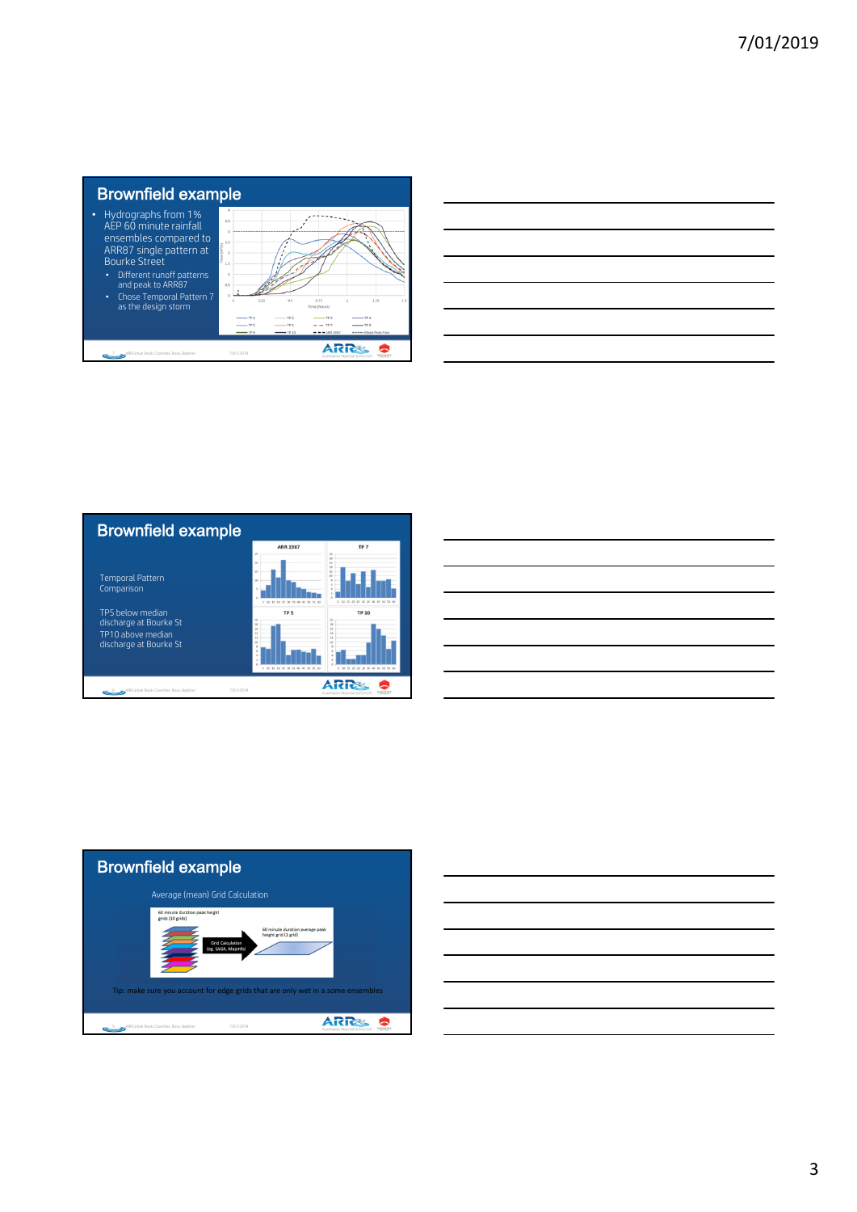## Brownfield example

- Hydrographs from 1% AEP 60 minute rainfall ensembles compared to ARR87 single pattern at Bourke Street
  - Different runoff patterns and peak to ARR87
  - Chose Temporal Pattern 7 as the design storm

## Brownfield example

Temporal Pattern Comparison

TP5 below median discharge at Bourke St

TP10 above median discharge at Bourke St

## Brownfield example

Average (mean) Grid Calculation

60 minute duration peak height grids (10 grids)

Grid Calculation (eg. SAGA, MapInfo)

60 minute duration average peak height grid (1 grid)

Tip: make sure you account for edge grids that are only wet in a some ensembles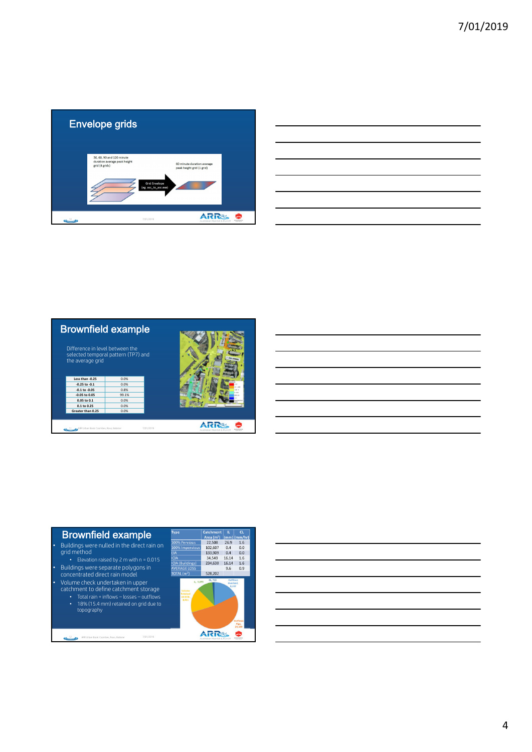## Envelope grids

50, 60, 90 and 120 minute duration average peak height grid (4 grids)

Grid Envelope (eg. asc_to_asc.exe)

60 minute duration average peak height grid (1 grid)

## Brownfield example

Difference in level between the selected temporal pattern (TP7) and the average grid

| | |
|---|---|
| Less than -0.25 | 0.0% |
| -0.25 to -0.1 | 0.0% |
| -0.1 to -0.05 | 0.8% |
| -0.05 to 0.05 | 99.1% |
| 0.05 to 0.1 | 0.0% |
| 0.1 to 0.25 | 0.0% |
| Greater than 0.25 | 0.0% |

## Brownfield example

- Buildings were nulled in the direct rain on grid method
  - Elevation raised by 2 m with n = 0.015
- Buildings were separate polygons in concentrated direct rain model
- Volume check undertaken in upper catchment to define catchment storage
  - Total rain + inflows – losses – outflows
  - 18% (15.4 mm) retained on grid due to topography

| Type | Catchment Area ($m^2$) | IL (mm) | CL (mm/hr) |
|---|---|---|---|
| 100% Pervious | 22,508 | 26.9 | 1.6 |
| 100% Impervious | 102,607 | 0.4 | 0.0 |
| EIA | 133,909 | 0.4 | 0.0 |
| ICIA | 34,549 | 16.14 | 1.6 |
| ICIA (Buildings) | 234,630 | 16.14 | 1.6 |
| AVERAGE LOSS | | 9.6 | 0.9 |
| TOTAL ($m^2$) | 528,202 | | |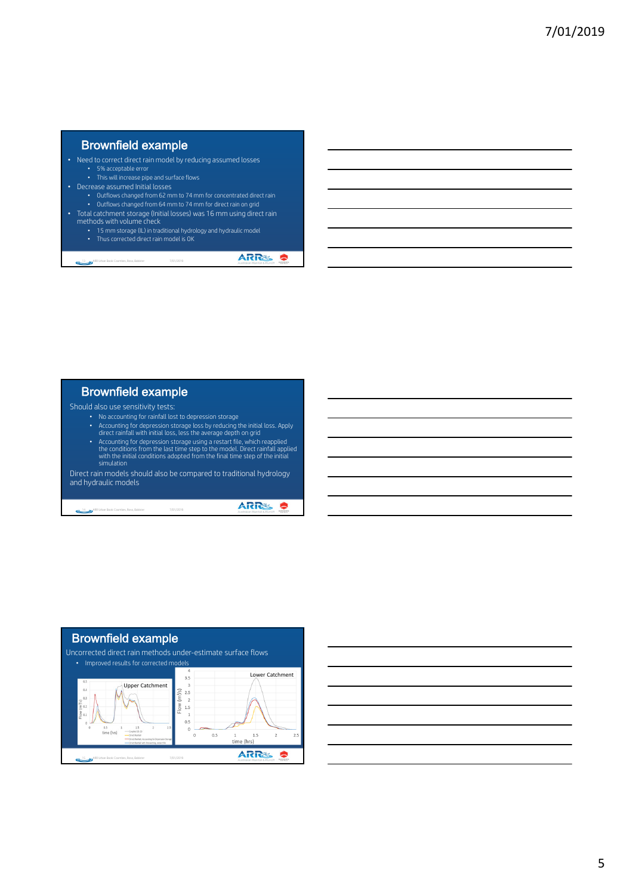## Brownfield example

- Need to correct direct rain model by reducing assumed losses
  - 5% acceptable error
  - This will increase pipe and surface flows
- Decrease assumed Initial losses
  - Outflows changed from 62 mm to 74 mm for concentrated direct rain
  - Outflows changed from 64 mm to 74 mm for direct rain on grid
- Total catchment storage (Initial losses) was 16 mm using direct rain methods with volume check
  - 15 mm storage (IL) in traditional hydrology and hydraulic model
  - Thus corrected direct rain model is OK

## Brownfield example

Should also use sensitivity tests:

- No accounting for rainfall lost to depression storage
- Accounting for depression storage loss by reducing the initial loss. Apply direct rainfall with initial loss, less the average depth on grid
- Accounting for depression storage using a restart file, which reapplied the conditions from the last time step to the model. Direct rainfall applied with the initial conditions adopted from the final time step of the initial simulation

Direct rain models should also be compared to traditional hydrology and hydraulic models

## Brownfield example

Uncorrected direct rain methods under-estimate surface flows

- Improved results for corrected models

Upper Catchment

Lower Catchment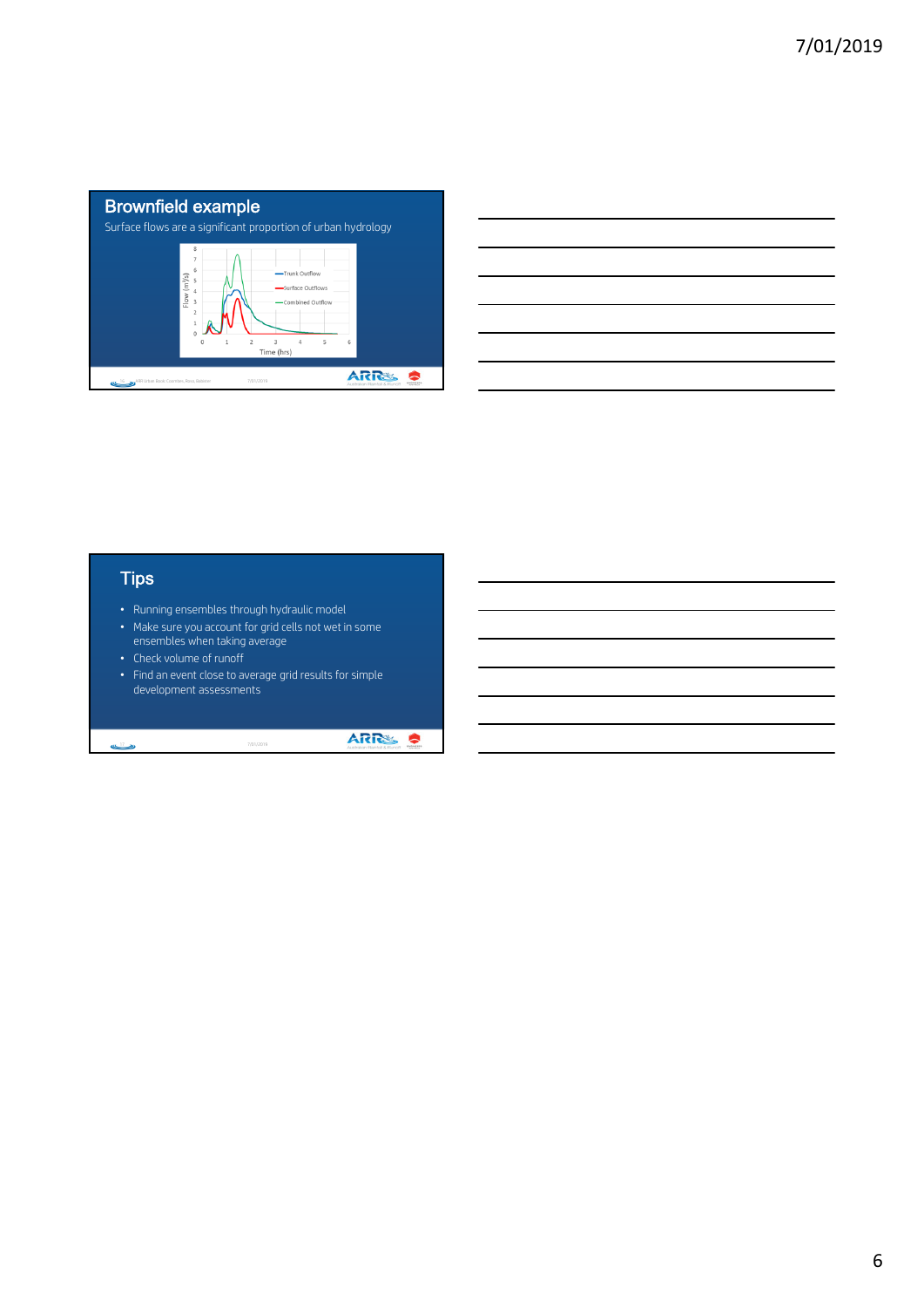## Brownfield example

Surface flows are a significant proportion of urban hydrology

Flow (m³/s)
8
7
6
5
4
3
2
1
0
0 1 2 3 4 5 6
Time (hrs)
Trunk Outflow
Surface Outflows
Combined Outflow

## Tips

- Running ensembles through hydraulic model
- Make sure you account for grid cells not wet in some ensembles when taking average
- Check volume of runoff
- Find an event close to average grid results for simple development assessments